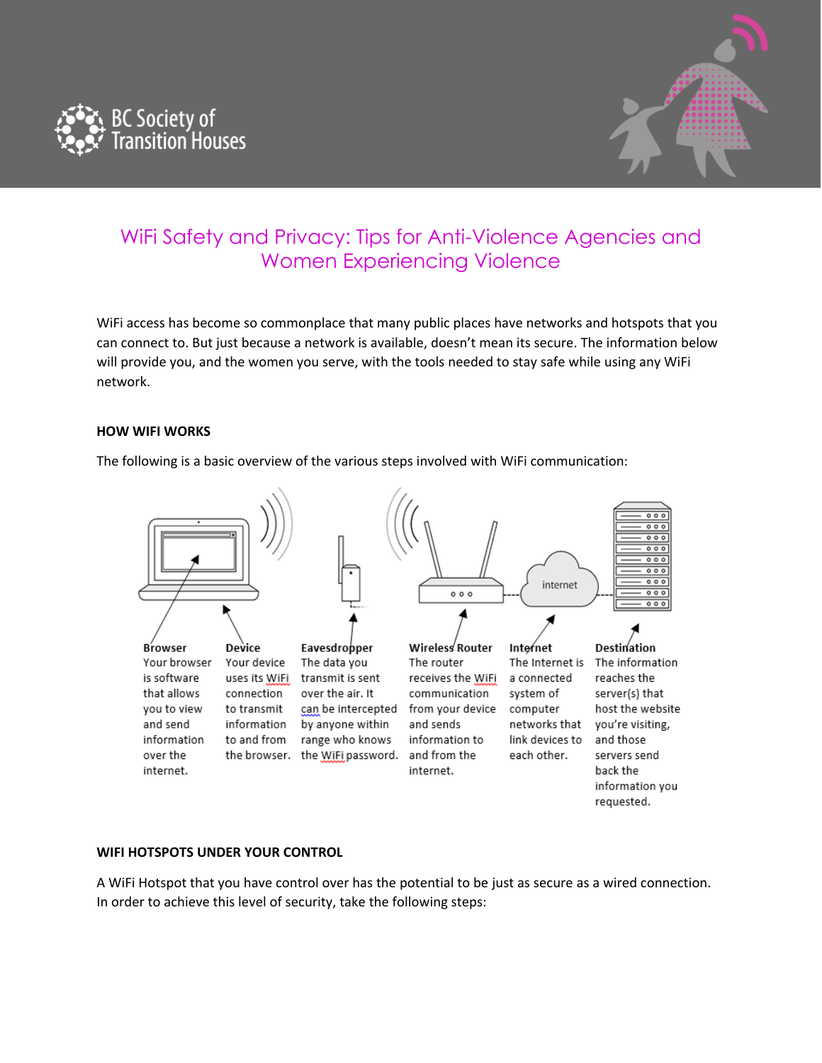BC Society of Transition Houses

# WiFi Safety and Privacy: Tips for Anti-Violence Agencies and Women Experiencing Violence

WiFi access has become so commonplace that many public places have networks and hotspots that you can connect to. But just because a network is available, doesn't mean its secure. The information below will provide you, and the women you serve, with the tools needed to stay safe while using any WiFi network.

## HOW WIFI WORKS

The following is a basic overview of the various steps involved with WiFi communication:

**Browser** Your browser is software that allows you to view and send information over the internet.

**Device** Your device uses its WiFi connection to transmit information to and from the browser.

**Eavesdropper** The data you transmit is sent over the air. It can be intercepted by anyone within range who knows the WiFi password.

**Wireless Router** The router receives the WiFi communication from your device and sends information to and from the internet.

**Internet** The Internet is a connected system of computer networks that link devices to each other.

**Destination** The information reaches the server(s) that host the website you're visiting, and those servers send back the information you requested.

## WIFI HOTSPOTS UNDER YOUR CONTROL

A WiFi Hotspot that you have control over has the potential to be just as secure as a wired connection. In order to achieve this level of security, take the following steps: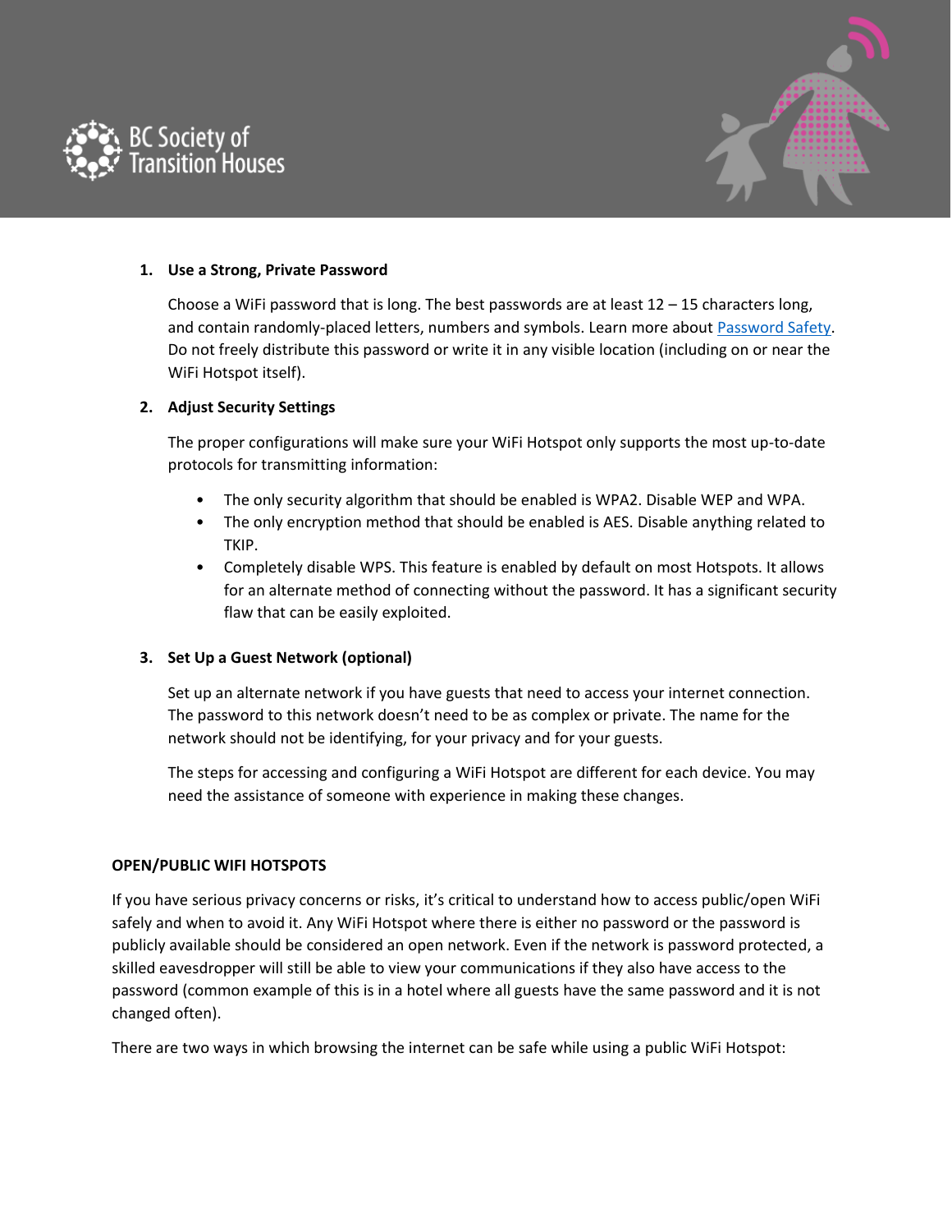1. **Use a Strong, Private Password**

   Choose a WiFi password that is long. The best passwords are at least 12 – 15 characters long, and contain randomly-placed letters, numbers and symbols. Learn more about Password Safety. Do not freely distribute this password or write it in any visible location (including on or near the WiFi Hotspot itself).

2. **Adjust Security Settings**

   The proper configurations will make sure your WiFi Hotspot only supports the most up-to-date protocols for transmitting information:

   - The only security algorithm that should be enabled is WPA2. Disable WEP and WPA.
   - The only encryption method that should be enabled is AES. Disable anything related to TKIP.
   - Completely disable WPS. This feature is enabled by default on most Hotspots. It allows for an alternate method of connecting without the password. It has a significant security flaw that can be easily exploited.

3. **Set Up a Guest Network (optional)**

   Set up an alternate network if you have guests that need to access your internet connection. The password to this network doesn't need to be as complex or private. The name for the network should not be identifying, for your privacy and for your guests.

   The steps for accessing and configuring a WiFi Hotspot are different for each device. You may need the assistance of someone with experience in making these changes.

## OPEN/PUBLIC WIFI HOTSPOTS

If you have serious privacy concerns or risks, it's critical to understand how to access public/open WiFi safely and when to avoid it. Any WiFi Hotspot where there is either no password or the password is publicly available should be considered an open network. Even if the network is password protected, a skilled eavesdropper will still be able to view your communications if they also have access to the password (common example of this is in a hotel where all guests have the same password and it is not changed often).

There are two ways in which browsing the internet can be safe while using a public WiFi Hotspot: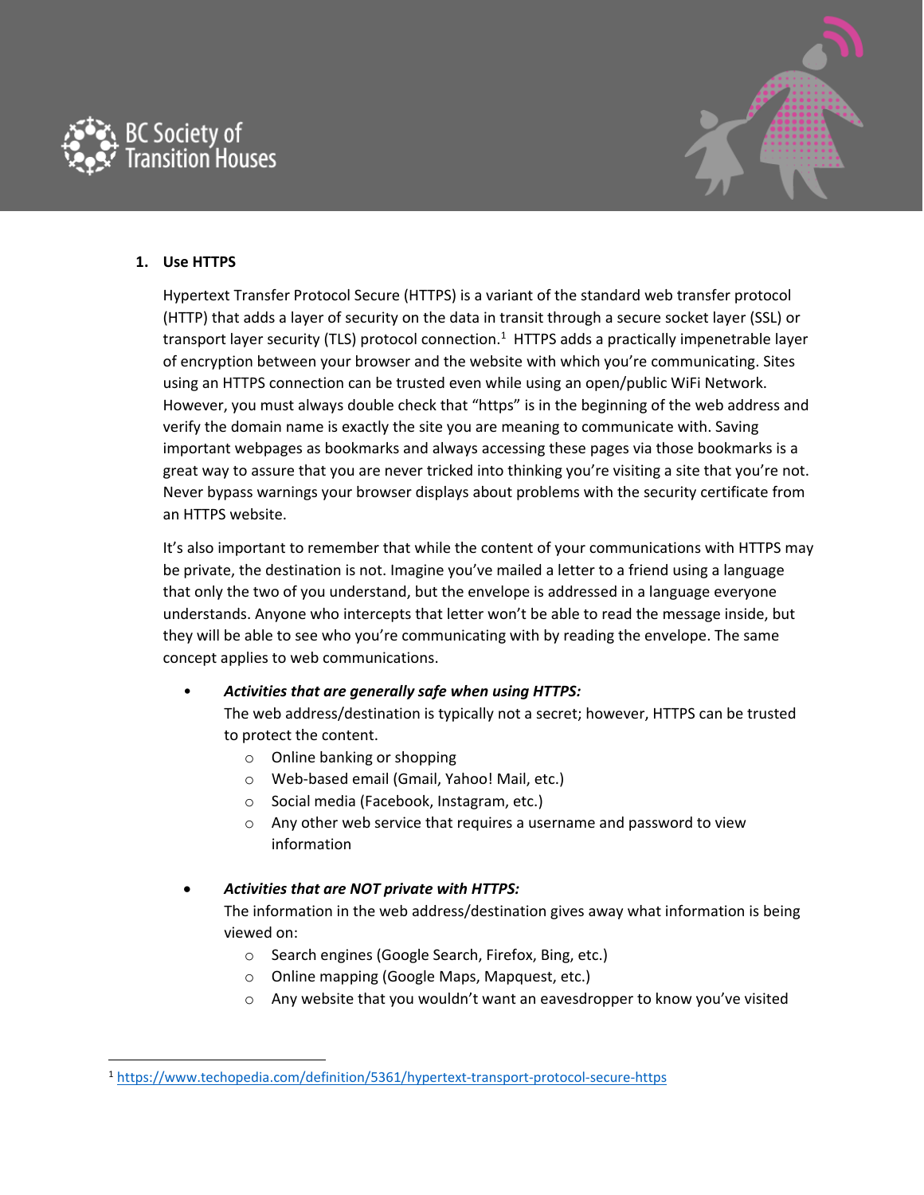1. **Use HTTPS**

   Hypertext Transfer Protocol Secure (HTTPS) is a variant of the standard web transfer protocol (HTTP) that adds a layer of security on the data in transit through a secure socket layer (SSL) or transport layer security (TLS) protocol connection.[1] HTTPS adds a practically impenetrable layer of encryption between your browser and the website with which you're communicating. Sites using an HTTPS connection can be trusted even while using an open/public WiFi Network. However, you must always double check that "https" is in the beginning of the web address and verify the domain name is exactly the site you are meaning to communicate with. Saving important webpages as bookmarks and always accessing these pages via those bookmarks is a great way to assure that you are never tricked into thinking you're visiting a site that you're not. Never bypass warnings your browser displays about problems with the security certificate from an HTTPS website.

   It's also important to remember that while the content of your communications with HTTPS may be private, the destination is not. Imagine you've mailed a letter to a friend using a language that only the two of you understand, but the envelope is addressed in a language everyone understands. Anyone who intercepts that letter won't be able to read the message inside, but they will be able to see who you're communicating with by reading the envelope. The same concept applies to web communications.

   - ***Activities that are generally safe when using HTTPS:***
     The web address/destination is typically not a secret; however, HTTPS can be trusted to protect the content.
     - Online banking or shopping
     - Web-based email (Gmail, Yahoo! Mail, etc.)
     - Social media (Facebook, Instagram, etc.)
     - Any other web service that requires a username and password to view information

   - ***Activities that are NOT private with HTTPS:***
     The information in the web address/destination gives away what information is being viewed on:
     - Search engines (Google Search, Firefox, Bing, etc.)
     - Online mapping (Google Maps, Mapquest, etc.)
     - Any website that you wouldn't want an eavesdropper to know you've visited

[1] https://www.techopedia.com/definition/5361/hypertext-transport-protocol-secure-https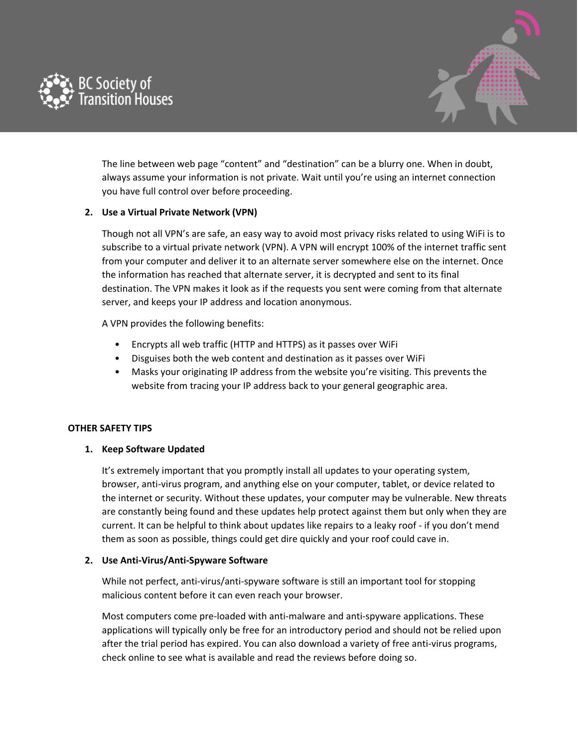The line between web page "content" and "destination" can be a blurry one. When in doubt, always assume your information is not private. Wait until you're using an internet connection you have full control over before proceeding.

2. **Use a Virtual Private Network (VPN)**

   Though not all VPN's are safe, an easy way to avoid most privacy risks related to using WiFi is to subscribe to a virtual private network (VPN). A VPN will encrypt 100% of the internet traffic sent from your computer and deliver it to an alternate server somewhere else on the internet. Once the information has reached that alternate server, it is decrypted and sent to its final destination. The VPN makes it look as if the requests you sent were coming from that alternate server, and keeps your IP address and location anonymous.

   A VPN provides the following benefits:

   - Encrypts all web traffic (HTTP and HTTPS) as it passes over WiFi
   - Disguises both the web content and destination as it passes over WiFi
   - Masks your originating IP address from the website you're visiting. This prevents the website from tracing your IP address back to your general geographic area.

**OTHER SAFETY TIPS**

1. **Keep Software Updated**

   It's extremely important that you promptly install all updates to your operating system, browser, anti-virus program, and anything else on your computer, tablet, or device related to the internet or security. Without these updates, your computer may be vulnerable. New threats are constantly being found and these updates help protect against them but only when they are current. It can be helpful to think about updates like repairs to a leaky roof - if you don't mend them as soon as possible, things could get dire quickly and your roof could cave in.

2. **Use Anti-Virus/Anti-Spyware Software**

   While not perfect, anti-virus/anti-spyware software is still an important tool for stopping malicious content before it can even reach your browser.

   Most computers come pre-loaded with anti-malware and anti-spyware applications. These applications will typically only be free for an introductory period and should not be relied upon after the trial period has expired. You can also download a variety of free anti-virus programs, check online to see what is available and read the reviews before doing so.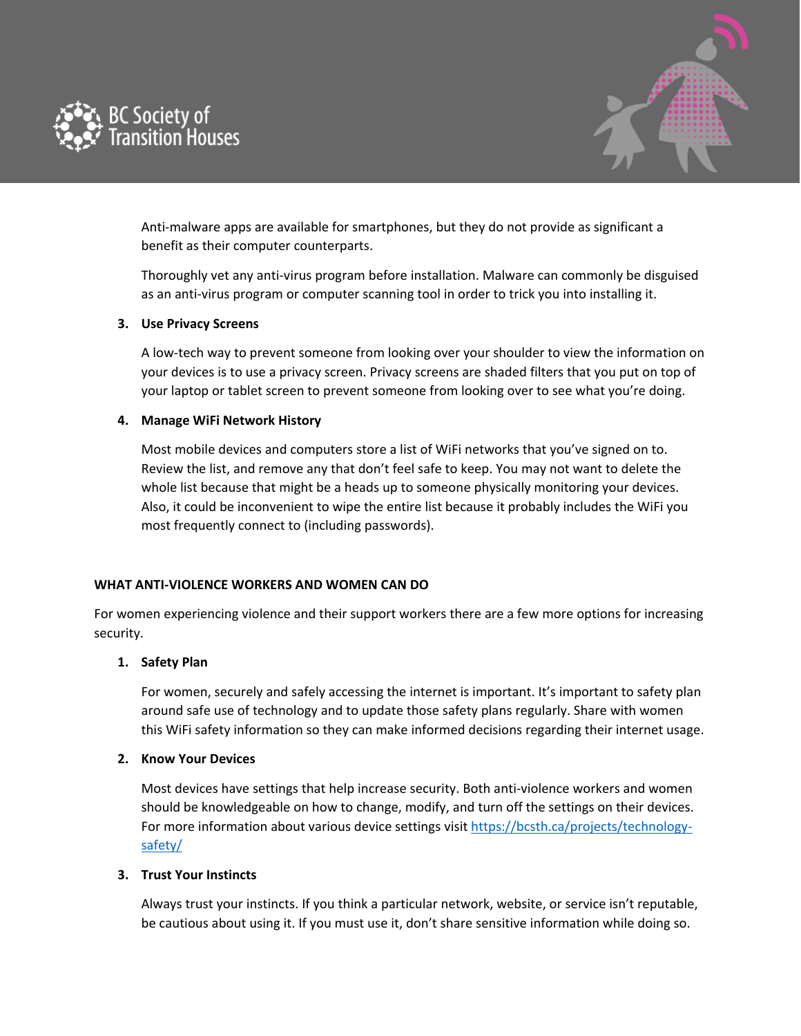Anti-malware apps are available for smartphones, but they do not provide as significant a benefit as their computer counterparts.

Thoroughly vet any anti-virus program before installation. Malware can commonly be disguised as an anti-virus program or computer scanning tool in order to trick you into installing it.

3. **Use Privacy Screens**

   A low-tech way to prevent someone from looking over your shoulder to view the information on your devices is to use a privacy screen. Privacy screens are shaded filters that you put on top of your laptop or tablet screen to prevent someone from looking over to see what you're doing.

4. **Manage WiFi Network History**

   Most mobile devices and computers store a list of WiFi networks that you've signed on to. Review the list, and remove any that don't feel safe to keep. You may not want to delete the whole list because that might be a heads up to someone physically monitoring your devices. Also, it could be inconvenient to wipe the entire list because it probably includes the WiFi you most frequently connect to (including passwords).

## WHAT ANTI-VIOLENCE WORKERS AND WOMEN CAN DO

For women experiencing violence and their support workers there are a few more options for increasing security.

1. **Safety Plan**

   For women, securely and safely accessing the internet is important. It's important to safety plan around safe use of technology and to update those safety plans regularly. Share with women this WiFi safety information so they can make informed decisions regarding their internet usage.

2. **Know Your Devices**

   Most devices have settings that help increase security. Both anti-violence workers and women should be knowledgeable on how to change, modify, and turn off the settings on their devices. For more information about various device settings visit [https://bcsth.ca/projects/technology-safety/](https://bcsth.ca/projects/technology-safety/)

3. **Trust Your Instincts**

   Always trust your instincts. If you think a particular network, website, or service isn't reputable, be cautious about using it. If you must use it, don't share sensitive information while doing so.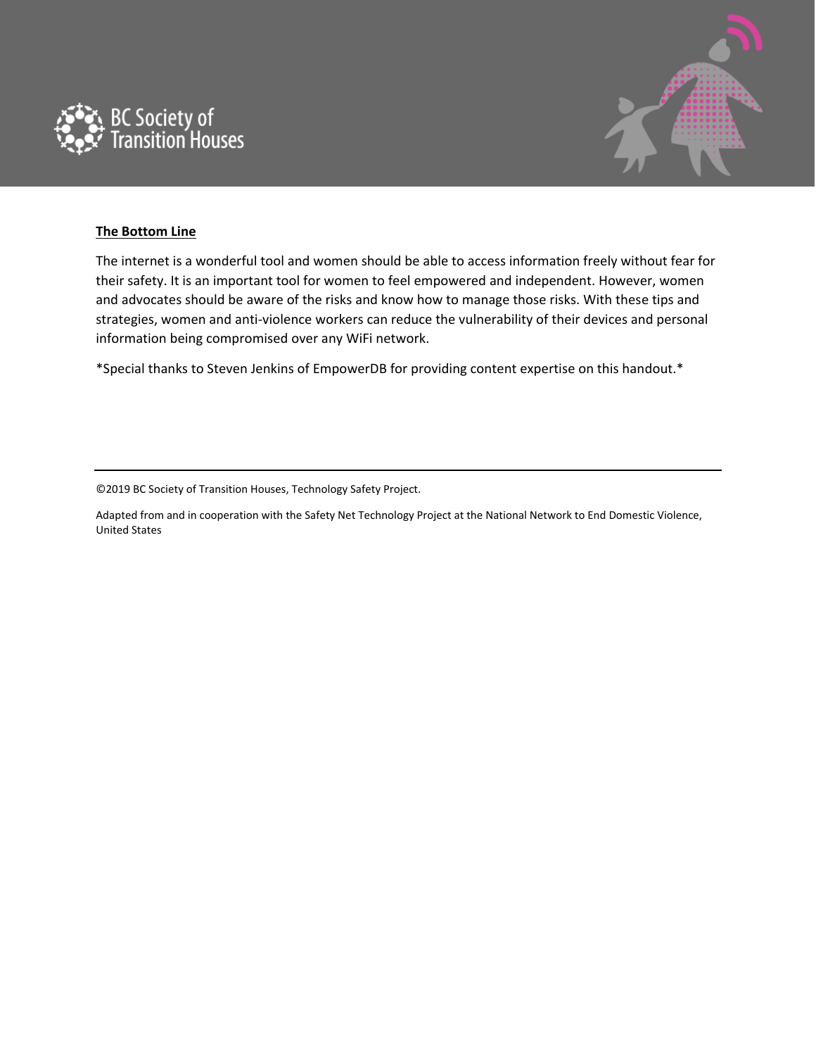**The Bottom Line**

The internet is a wonderful tool and women should be able to access information freely without fear for their safety. It is an important tool for women to feel empowered and independent. However, women and advocates should be aware of the risks and know how to manage those risks. With these tips and strategies, women and anti-violence workers can reduce the vulnerability of their devices and personal information being compromised over any WiFi network.

*Special thanks to Steven Jenkins of EmpowerDB for providing content expertise on this handout.*

---

©2019 BC Society of Transition Houses, Technology Safety Project.

Adapted from and in cooperation with the Safety Net Technology Project at the National Network to End Domestic Violence, United States